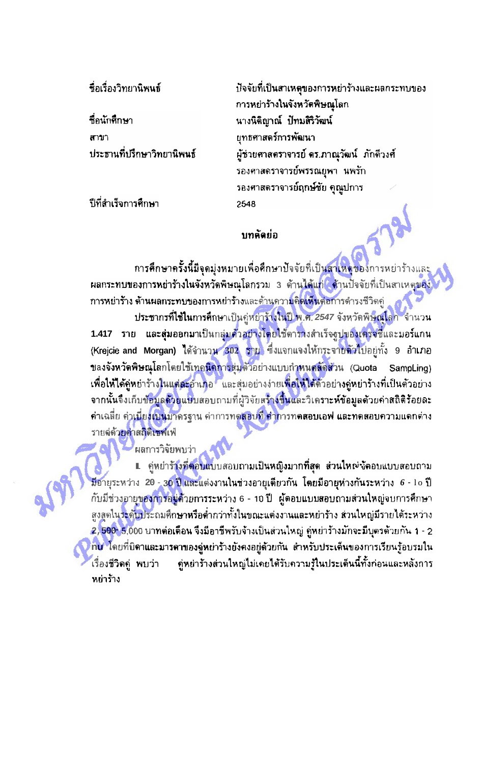| | |
|---|---|
| ชื่อเรื่องวิทยานิพนธ์ | ปัจจัยที่เป็นสาเหตุของการหย่าร้างและผลกระทบของการหย่าร้างในจังหวัดพิษณุโลก |
| ชื่อนักศึกษา | นางนิติญาณ์ ปัทมสิริวัฒน์ |
| สาขา | ยุทธศาสตร์การพัฒนา |
| ประธานที่ปรึกษาวิทยานิพนธ์ | ผู้ช่วยศาสตราจารย์ ดร.ภาณุวัฒน์ ภักดีวงศ์ |
| | รองศาสตราจารย์พรรณยุพา นพรัก |
| | รองศาสตราจารย์ฤกษ์ชัย คุณูปการ |
| ปีที่สำเร็จการศึกษา | 2548 |

## บทคัดย่อ

การศึกษาครั้งนี้มีจุดมุ่งหมายเพื่อศึกษาปัจจัยที่เป็นสาเหตุของการหย่าร้างและผลกระทบของการหย่าร้างในจังหวัดพิษณุโลกรวม 3 ด้านได้แก่ ด้านปัจจัยที่เป็นสาเหตุของการหย่าร้าง ด้านผลกระทบของการหย่าร้างและด้านความคิดเห็นต่อการดำรงชีวิตคู่

ประชากรที่ใช้ในการศึกษาเป็นคู่หย่าร้างในปี พ.ศ. 2547 จังหวัดพิษณุโลก จำนวน 1.417 ราย และสุ่มออกมาเป็นกลุ่มตัวอย่างโดยใช้ตารางสำเร็จรูปของเครจซี่และมอร์แกน (Krejcie and Morgan) ได้จำนวน 302 ราย ซึ่งแจกแจงให้กระจายตัวไปอยู่ทั้ง 9 อำเภอของจังหวัดพิษณุโลกโดยใช้เทคนิคการสุ่มตัวอย่างแบบกำหนดสัดส่วน (Quota SampLing) เพื่อให้ได้คู่หย่าร้างในแต่ละอำเภอ และสุ่มอย่างง่ายเพื่อให้ได้ตัวอย่างคู่หย่าร้างที่เป็นตัวอย่าง จากนั้นจึงเก็บข้อมูลด้วยแบบสอบถามที่ผู้วิจัยสร้างขึ้นและวิเคราะห์ข้อมูลด้วยค่าสถิติร้อยละ ค่าเฉลี่ย ค่าเบี่ยงเบนมาตรฐาน ค่าการทดสอบที ค่าการทดสอบเอฟ และทดสอบความแตกต่างรายคู่ด้วยค่าสถิติเชฟเฟ่

ผลการวิจัยพบว่า

1. คู่หย่าร้างที่ตอบแบบสอบถามเป็นหญิงมากที่สุด ส่วนใหญ่ผู้ตอบแบบสอบถามมีอายุระหว่าง 20 - 30 ปี และแต่งงานในช่วงอายุเดียวกัน โดยมีอายุห่างกันระหว่าง 6 - 10 ปี กับมีช่วงอายุของการอยู่ด้วยการระหว่าง 6 - 10 ปี ผู้ตอบแบบสอบถามส่วนใหญ่จบการศึกษาสูงสุดในระดับประถมศึกษาหรือต่ำกว่าทั้งในขณะแต่งงานและหย่าร้าง ส่วนใหญ่มีรายได้ระหว่าง 2,500- 5,000 บาทต่อเดือน จึงมีอาชีพรับจ้างเป็นส่วนใหญ่ คู่หย่าร้างมักจะมีบุตรด้วยกัน 1 - 2 คน โดยที่บิดาและมารดาของคู่หย่าร้างยังคงอยู่ด้วยกัน สำหรับประเด็นของการเรียนรู้อบรมในเรื่องชีวิตคู่ พบว่า คู่หย่าร้างส่วนใหญ่ไม่เคยได้รับความรู้ในประเด็นนี้ทั้งก่อนและหลังการหย่าร้าง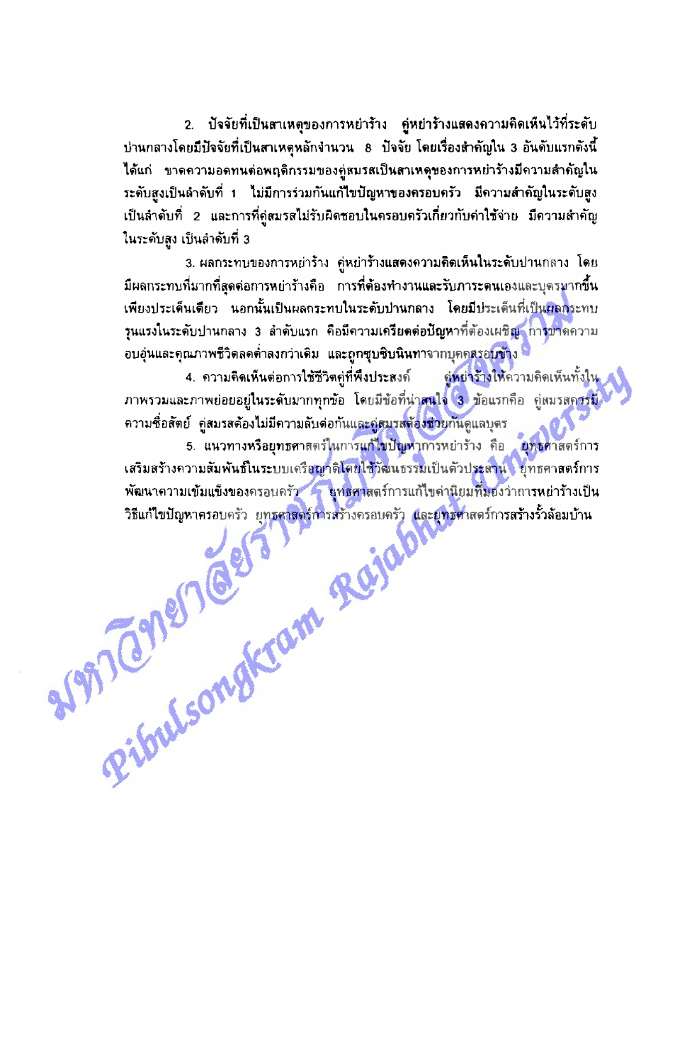2. ปัจจัยที่เป็นสาเหตุของการหย่าร้าง คู่หย่าร้างแสดงความคิดเห็นไว้ที่ระดับปานกลางโดยมีปัจจัยที่เป็นสาเหตุหลักจำนวน 8 ปัจจัย โดยเรื่องสำคัญใน 3 อันดับแรกดังนี้ได้แก่ ขาดความอดทนต่อพฤติกรรมของคู่สมรสเป็นสาเหตุของการหย่าร้างมีความสำคัญในระดับสูงเป็นลำดับที่ 1 ไม่มีการร่วมกันแก้ไขปัญหาของครอบครัว มีความสำคัญในระดับสูงเป็นลำดับที่ 2 และการที่คู่สมรสไม่รับผิดชอบในครอบครัวเกี่ยวกับค่าใช้จ่าย มีความสำคัญในระดับสูง เป็นลำดับที่ 3

3. ผลกระทบของการหย่าร้าง คู่หย่าร้างแสดงความคิดเห็นในระดับปานกลาง โดยมีผลกระทบที่มากที่สุดต่อการหย่าร้างคือ การที่ต้องทำงานและรับภาระตนเองและบุตรมากขึ้นเพียงประเด็นเดียว นอกนั้นเป็นผลกระทบในระดับปานกลาง โดยมีประเด็นที่เป็นผลกระทบรุนแรงในระดับปานกลาง 3 ลำดับแรก คือมีความเครียดต่อปัญหาที่ต้องเผชิญ การขาดความอบอุ่นและคุณภาพชีวิตลดต่ำลงกว่าเดิม และถูกซุบซิบนินทาจากบุคคลรอบข้าง

4. ความคิดเห็นต่อการใช้ชีวิตคู่ที่พึงประสงค์ คู่หย่าร้างให้ความคิดเห็นทั้งในภาพรวมและภาพย่อยอยู่ในระดับมากทุกข้อ โดยมีข้อที่น่าสนใจ 3 ข้อแรกคือ คู่สมรสควรมีความซื่อสัตย์ คู่สมรสต้องไม่มีความลับต่อกันและคู่สมรสต้องช่วยกันดูแลบุตร

5. แนวทางหรือยุทธศาสตร์ในการแก้ไขปัญหาการหย่าร้าง คือ ยุทธศาสตร์การเสริมสร้างความสัมพันธ์ในระบบเครือญาติโดยใช้วัฒนธรรมเป็นตัวประสาน ยุทธศาสตร์การพัฒนาความเข้มแข็งของครอบครัว ยุทธศาสตร์การแก้ไขค่านิยมที่มองว่าการหย่าร้างเป็นวิธีแก้ไขปัญหาครอบครัว ยุทธศาสตร์การสร้างครอบครัว และยุทธศาสตร์การสร้างรั้วล้อมบ้าน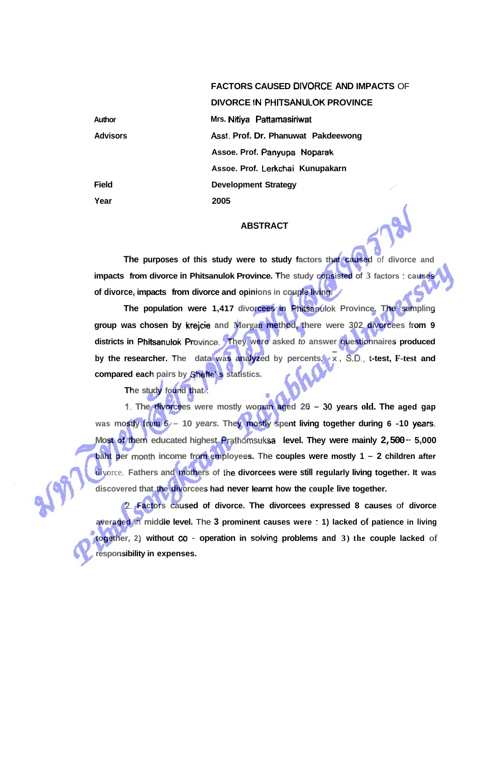# FACTORS CAUSED DIVORCE AND IMPACTS OF DIVORCE IN PHITSANULOK PROVINCE

| | |
|---|---|
| Author | Mrs. Nitiya Pattamasiriwat |
| Advisors | Asst. Prof. Dr. Phanuwat Pakdeewong |
| | Assoe. Prof. Panyupa Noparak |
| | Assoe. Prof. Lerkchai Kunupakarn |
| Field | Development Strategy |
| Year | 2005 |

## ABSTRACT

The purposes of this study were to study factors that caused of divorce and impacts from divorce in Phitsanulok Province. The study consisted of 3 factors : causes of divorce, impacts from divorce and opinions in couple living.

The population were 1,417 divorcees in Phitsanulok Province. The sampling group was chosen by krejcie and Morgan method, there were 302 divorcees from 9 districts in Phitsanulok Province. They were asked to answer questionnaires produced by the researcher. The data was analyzed by percents, $\bar{x}$, S.D., t-test, F-test and compared each pairs by Sheffe' s statistics.

The study found that :

1. The divorcees were mostly woman aged 20 – 30 years old. The aged gap was mostly from 6 – 10 years. They mostly spent living together during 6 -10 years. Most of them educated highest Prathomsuksa level. They were mainly 2,500 – 5,000 baht per month income from employees. The couples were mostly 1 – 2 children after divorce. Fathers and mothers of the divorcees were still regularly living together. It was discovered that the divorcees had never learnt how the couple live together.

2. Factors caused of divorce. The divorcees expressed 8 causes of divorce averaged in middle level. The 3 prominent causes were : 1) lacked of patience in living together, 2) without co - operation in solving problems and 3) the couple lacked of responsibility in expenses.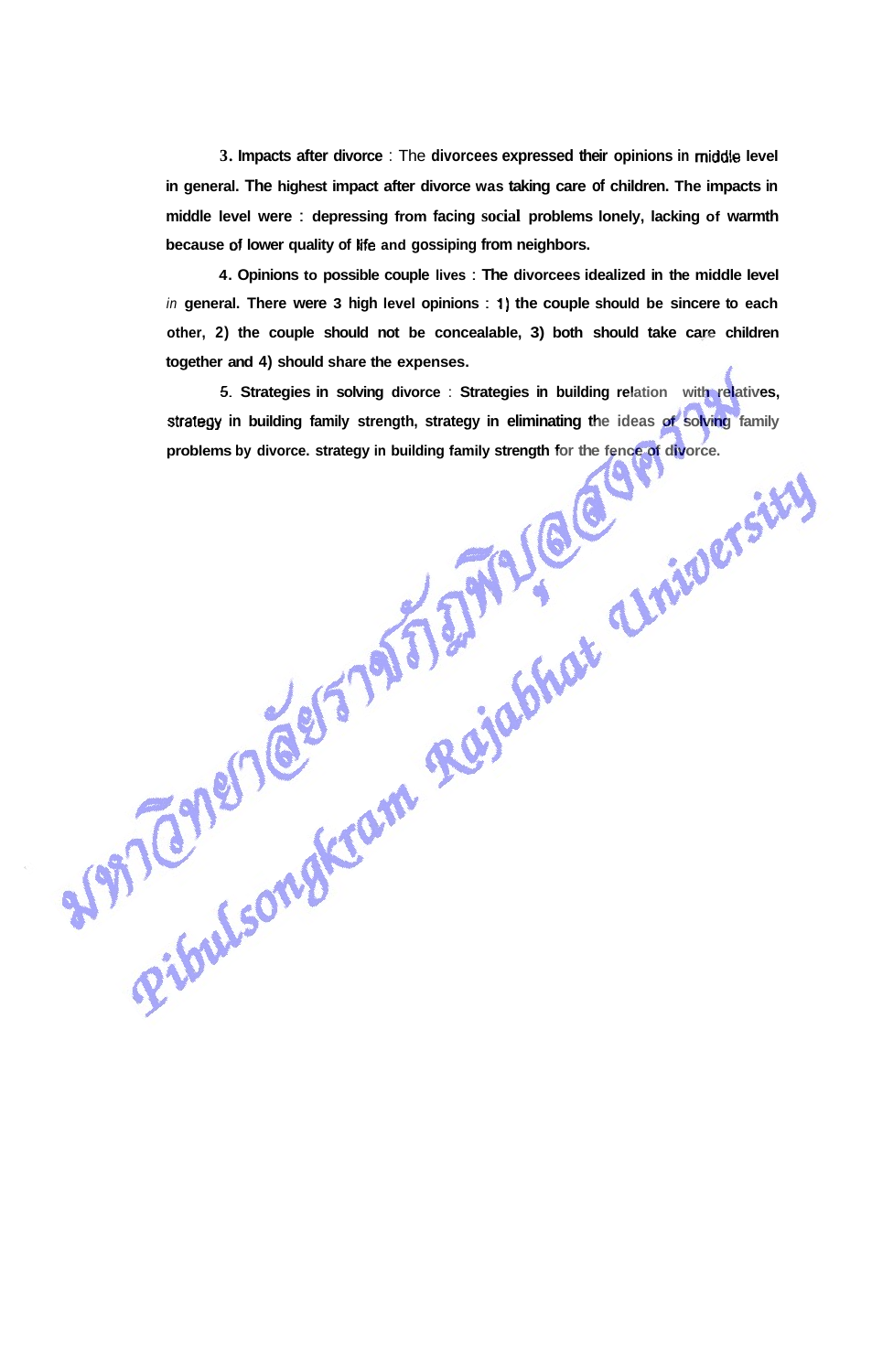**3. Impacts after divorce** : The divorcees expressed their opinions in middle level in general. The highest impact after divorce was taking care of children. The impacts in middle level were : depressing from facing social problems lonely, lacking of warmth because of lower quality of life and gossiping from neighbors.

**4. Opinions to possible couple lives** : The divorcees idealized in the middle level in general. There were 3 high level opinions : 1) the couple should be sincere to each other, 2) the couple should not be concealable, 3) both should take care children together and 4) should share the expenses.

**5. Strategies in solving divorce** : Strategies in building relation with relatives, strategy in building family strength, strategy in eliminating the ideas of solving family problems by divorce. strategy in building family strength for the fence of divorce.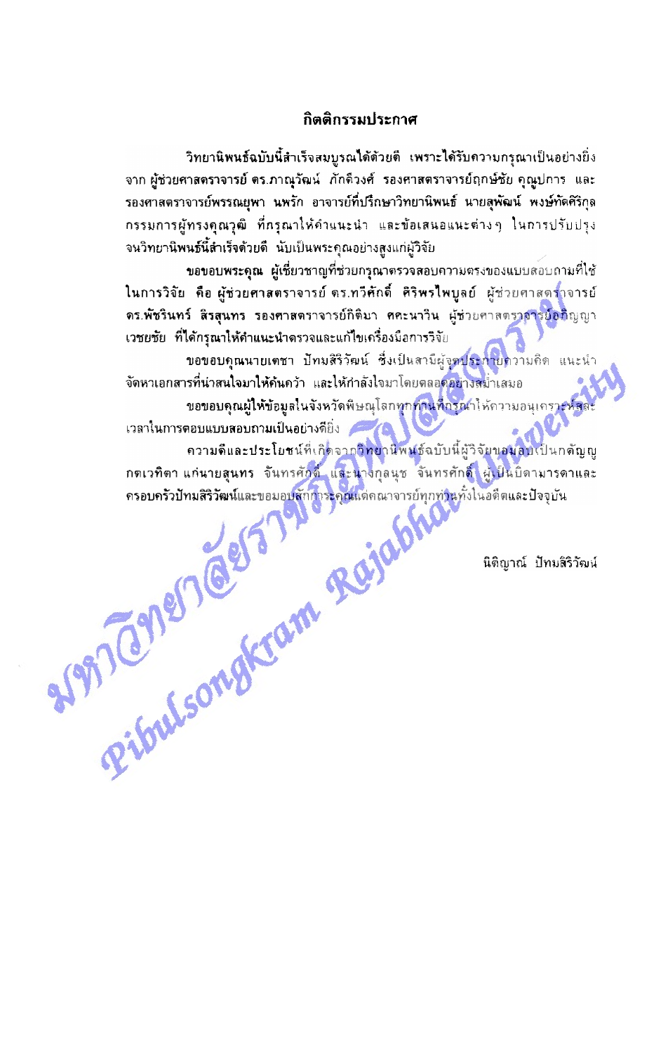# กิตติกรรมประกาศ

**วิทยานิพนธ์ฉบับนี้สำเร็จสมบูรณ์ได้ด้วยดี เพราะได้รับความกรุณาเป็นอย่างยิ่ง** จาก ผู้ช่วยศาสตราจารย์ ดร.ภาณุวัฒน์ ภักดีวงศ์ รองศาสตราจารย์ฤกษ์ชัย คุณูปการ และรองศาสตราจารย์พรรณยุพา นพรัก อาจารย์ที่ปรึกษาวิทยานิพนธ์ นายสุพัฒน์ พงษ์ทัดศิริกุล กรรมการผู้ทรงคุณวุฒิ ที่กรุณาให้คำแนะนำ และข้อเสนอแนะต่างๆ ในการปรับปรุงจนวิทยานิพนธ์นี้สำเร็จด้วยดี นับเป็นพระคุณอย่างสูงแก่ผู้วิจัย

**ขอขอบพระคุณ ผู้เชี่ยวชาญที่ช่วยกรุณาตรวจสอบความตรงของแบบสอบถามที่ใช้ในการวิจัย** คือ ผู้ช่วยศาสตราจารย์ ดร.ทวีศักดิ์ ศิริพรไพบูลย์ ผู้ช่วยศาสตราจารย์ ดร.พัชรินทร์ สิรสุนทร รองศาสตราจารย์กิติมา ศศะนาวิน ผู้ช่วยศาสตราจารย์อภิญญา เวชยชัย ที่ได้กรุณาให้คำแนะนำตรวจและแก้ไขเครื่องมือการวิจัย

**ขอขอบคุณนายเดชา ปัทมสิริวัฒน์** ซึ่งเป็นสามีผู้จุดประกายความคิด แนะนำจัดหาเอกสารที่น่าสนใจมาให้ค้นคว้า และให้กำลังใจมาโดยตลอดอย่างสม่ำเสมอ

**ขอขอบคุณผู้ให้ข้อมูลในจังหวัดพิษณุโลก**ทุกท่านที่กรุณาให้ความอนุเคราะห์สละเวลาในการตอบแบบสอบถามเป็นอย่างดียิ่ง

ความดีและประโยชน์ที่เกิดจากวิทยานิพนธ์ฉบับนี้ผู้วิจัยขอมอบเป็นกตัญญูกตเวทิตา แก่นายสุนทร จันทรศักดิ์ และนางกุลนุช จันทรศักดิ์ ผู้เป็นบิดามารดาและครอบครัวปัทมสิริวัฒน์และขอมอบสักการะคุณแด่คณาจารย์ทุกท่านทั้งในอดีตและปัจจุบัน

นิติญาณ์ ปัทมสิริวัฒน์